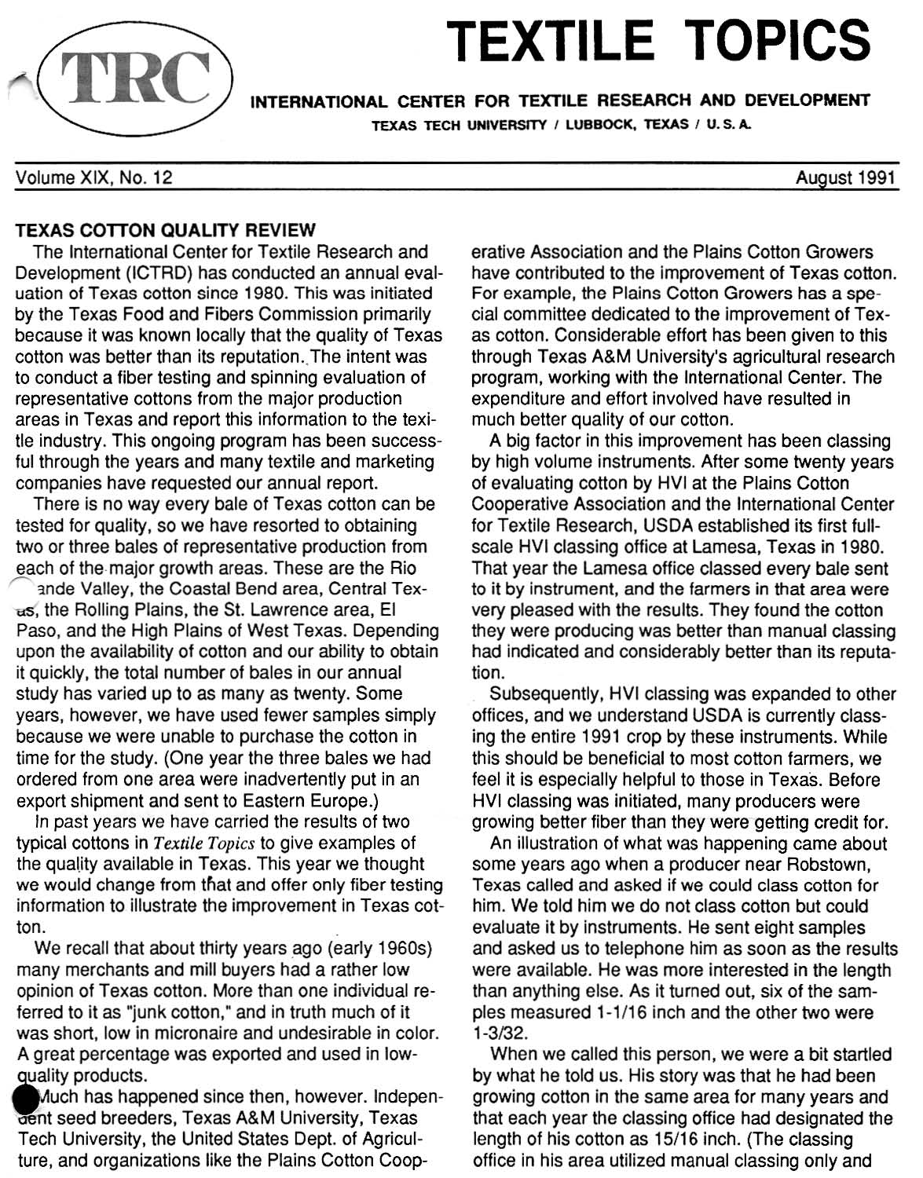# TEXTILE TOPICS

**INTERNATIONAL CENTER FOR TEXTILE RESEARCH AND DEVELOPMENT**

**TEXAS TECH UNIVERSITY / LUBBOCK, TEXAS / U. S. A.**

Volume XIX, No. 12 — August 1991

## TEXAS COTTON QUALITY REVIEW

The International Center for Textile Research and Development (ICTRD) has conducted an annual evaluation of Texas cotton since 1980. This was initiated by the Texas Food and Fibers Commission primarily because it was known locally that the quality of Texas cotton was better than its reputation. The intent was to conduct a fiber testing and spinning evaluation of representative cottons from the major production areas in Texas and report this information to the textile industry. This ongoing program has been successful through the years and many textile and marketing companies have requested our annual report.

There is no way every bale of Texas cotton can be tested for quality, so we have resorted to obtaining two or three bales of representative production from each of the major growth areas. These are the Rio Grande Valley, the Coastal Bend area, Central Texas, the Rolling Plains, the St. Lawrence area, El Paso, and the High Plains of West Texas. Depending upon the availability of cotton and our ability to obtain it quickly, the total number of bales in our annual study has varied up to as many as twenty. Some years, however, we have used fewer samples simply because we were unable to purchase the cotton in time for the study. (One year the three bales we had ordered from one area were inadvertently put in an export shipment and sent to Eastern Europe.)

In past years we have carried the results of two typical cottons in *Textile Topics* to give examples of the quality available in Texas. This year we thought we would change from that and offer only fiber testing information to illustrate the improvement in Texas cotton.

We recall that about thirty years ago (early 1960s) many merchants and mill buyers had a rather low opinion of Texas cotton. More than one individual referred to it as "junk cotton," and in truth much of it was short, low in micronaire and undesirable in color. A great percentage was exported and used in low-quality products.

Much has happened since then, however. Independent seed breeders, Texas A&M University, Texas Tech University, the United States Dept. of Agriculture, and organizations like the Plains Cotton Cooperative Association and the Plains Cotton Growers have contributed to the improvement of Texas cotton. For example, the Plains Cotton Growers has a special committee dedicated to the improvement of Texas cotton. Considerable effort has been given to this through Texas A&M University's agricultural research program, working with the International Center. The expenditure and effort involved have resulted in much better quality of our cotton.

A big factor in this improvement has been classing by high volume instruments. After some twenty years of evaluating cotton by HVI at the Plains Cotton Cooperative Association and the International Center for Textile Research, USDA established its first full-scale HVI classing office at Lamesa, Texas in 1980. That year the Lamesa office classed every bale sent to it by instrument, and the farmers in that area were very pleased with the results. They found the cotton they were producing was better than manual classing had indicated and considerably better than its reputation.

Subsequently, HVI classing was expanded to other offices, and we understand USDA is currently classing the entire 1991 crop by these instruments. While this should be beneficial to most cotton farmers, we feel it is especially helpful to those in Texas. Before HVI classing was initiated, many producers were growing better fiber than they were getting credit for.

An illustration of what was happening came about some years ago when a producer near Robstown, Texas called and asked if we could class cotton for him. We told him we do not class cotton but could evaluate it by instruments. He sent eight samples and asked us to telephone him as soon as the results were available. He was more interested in the length than anything else. As it turned out, six of the samples measured 1-1/16 inch and the other two were 1-3/32.

When we called this person, we were a bit startled by what he told us. His story was that he had been growing cotton in the same area for many years and that each year the classing office had designated the length of his cotton as 15/16 inch. (The classing office in his area utilized manual classing only and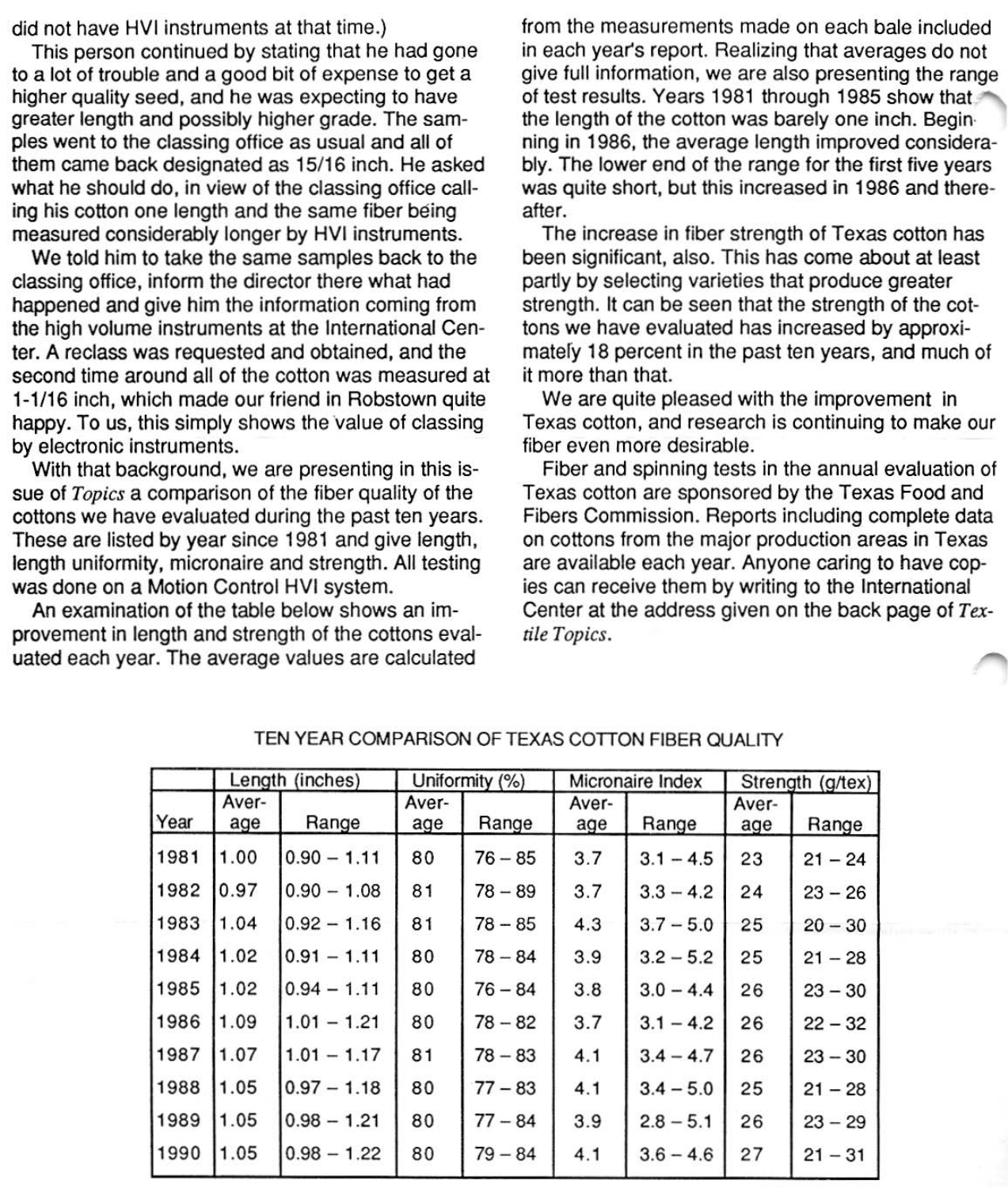did not have HVI instruments at that time.)

This person continued by stating that he had gone to a lot of trouble and a good bit of expense to get a higher quality seed, and he was expecting to have greater length and possibly higher grade. The samples went to the classing office as usual and all of them came back designated as 15/16 inch. He asked what he should do, in view of the classing office calling his cotton one length and the same fiber being measured considerably longer by HVI instruments.

We told him to take the same samples back to the classing office, inform the director there what had happened and give him the information coming from the high volume instruments at the International Center. A reclass was requested and obtained, and the second time around all of the cotton was measured at 1-1/16 inch, which made our friend in Robstown quite happy. To us, this simply shows the value of classing by electronic instruments.

With that background, we are presenting in this issue of *Topics* a comparison of the fiber quality of the cottons we have evaluated during the past ten years. These are listed by year since 1981 and give length, length uniformity, micronaire and strength. All testing was done on a Motion Control HVI system.

An examination of the table below shows an improvement in length and strength of the cottons evaluated each year. The average values are calculated from the measurements made on each bale included in each year's report. Realizing that averages do not give full information, we are also presenting the range of test results. Years 1981 through 1985 show that the length of the cotton was barely one inch. Beginning in 1986, the average length improved considerably. The lower end of the range for the first five years was quite short, but this increased in 1986 and thereafter.

The increase in fiber strength of Texas cotton has been significant, also. This has come about at least partly by selecting varieties that produce greater strength. It can be seen that the strength of the cottons we have evaluated has increased by approximately 18 percent in the past ten years, and much of it more than that.

We are quite pleased with the improvement in Texas cotton, and research is continuing to make our fiber even more desirable.

Fiber and spinning tests in the annual evaluation of Texas cotton are sponsored by the Texas Food and Fibers Commission. Reports including complete data on cottons from the major production areas in Texas are available each year. Anyone caring to have copies can receive them by writing to the International Center at the address given on the back page of *Textile Topics*.

TEN YEAR COMPARISON OF TEXAS COTTON FIBER QUALITY

| | Length (inches) | | Uniformity (%) | | Micronaire Index | | Strength (g/tex) | |
|---|---|---|---|---|---|---|---|---|
| Year | Average | Range | Average | Range | Average | Range | Average | Range |
| 1981 | 1.00 | 0.90 – 1.11 | 80 | 76 – 85 | 3.7 | 3.1 – 4.5 | 23 | 21 – 24 |
| 1982 | 0.97 | 0.90 – 1.08 | 81 | 78 – 89 | 3.7 | 3.3 – 4.2 | 24 | 23 – 26 |
| 1983 | 1.04 | 0.92 – 1.16 | 81 | 78 – 85 | 4.3 | 3.7 – 5.0 | 25 | 20 – 30 |
| 1984 | 1.02 | 0.91 – 1.11 | 80 | 78 – 84 | 3.9 | 3.2 – 5.2 | 25 | 21 – 28 |
| 1985 | 1.02 | 0.94 – 1.11 | 80 | 76 – 84 | 3.8 | 3.0 – 4.4 | 26 | 23 – 30 |
| 1986 | 1.09 | 1.01 – 1.21 | 80 | 78 – 82 | 3.7 | 3.1 – 4.2 | 26 | 22 – 32 |
| 1987 | 1.07 | 1.01 – 1.17 | 81 | 78 – 83 | 4.1 | 3.4 – 4.7 | 26 | 23 – 30 |
| 1988 | 1.05 | 0.97 – 1.18 | 80 | 77 – 83 | 4.1 | 3.4 – 5.0 | 25 | 21 – 28 |
| 1989 | 1.05 | 0.98 – 1.21 | 80 | 77 – 84 | 3.9 | 2.8 – 5.1 | 26 | 23 – 29 |
| 1990 | 1.05 | 0.98 – 1.22 | 80 | 79 – 84 | 4.1 | 3.6 – 4.6 | 27 | 21 – 31 |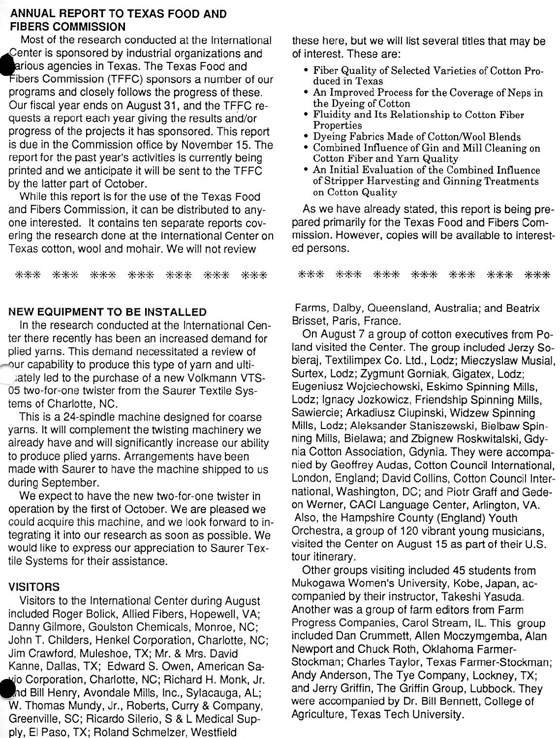## ANNUAL REPORT TO TEXAS FOOD AND FIBERS COMMISSION

Most of the research conducted at the International Center is sponsored by industrial organizations and various agencies in Texas. The Texas Food and Fibers Commission (TFFC) sponsors a number of our programs and closely follows the progress of these. Our fiscal year ends on August 31, and the TFFC requests a report each year giving the results and/or progress of the projects it has sponsored. This report is due in the Commission office by November 15. The report for the past year's activities is currently being printed and we anticipate it will be sent to the TFFC by the latter part of October.

While this report is for the use of the Texas Food and Fibers Commission, it can be distributed to anyone interested. It contains ten separate reports covering the research done at the International Center on Texas cotton, wool and mohair. We will not review these here, but we will list several titles that may be of interest. These are:

- Fiber Quality of Selected Varieties of Cotton Produced in Texas
- An Improved Process for the Coverage of Neps in the Dyeing of Cotton
- Fluidity and Its Relationship to Cotton Fiber Properties
- Dyeing Fabrics Made of Cotton/Wool Blends
- Combined Influence of Gin and Mill Cleaning on Cotton Fiber and Yarn Quality
- An Initial Evaluation of the Combined Influence of Stripper Harvesting and Ginning Treatments on Cotton Quality

As we have already stated, this report is being prepared primarily for the Texas Food and Fibers Commission. However, copies will be available to interested persons.

*** *** *** *** *** *** ***

## NEW EQUIPMENT TO BE INSTALLED

In the research conducted at the International Center there recently has been an increased demand for plied yarns. This demand necessitated a review of our capability to produce this type of yarn and ultimately led to the purchase of a new Volkmann VTS-05 two-for-one twister from the Saurer Textile Systems of Charlotte, NC.

This is a 24-spindle machine designed for coarse yarns. It will complement the twisting machinery we already have and will significantly increase our ability to produce plied yarns. Arrangements have been made with Saurer to have the machine shipped to us during September.

We expect to have the new two-for-one twister in operation by the first of October. We are pleased we could acquire this machine, and we look forward to integrating it into our research as soon as possible. We would like to express our appreciation to Saurer Textile Systems for their assistance.

## VISITORS

Visitors to the International Center during August included Roger Bolick, Allied Fibers, Hopewell, VA; Danny Gilmore, Goulston Chemicals, Monroe, NC; John T. Childers, Henkel Corporation, Charlotte, NC; Jim Crawford, Muleshoe, TX; Mr. & Mrs. David Kanne, Dallas, TX; Edward S. Owen, American Savio Corporation, Charlotte, NC; Richard H. Monk, Jr. and Bill Henry, Avondale Mills, Inc., Sylacauga, AL; W. Thomas Mundy, Jr., Roberts, Curry & Company, Greenville, SC; Ricardo Silerio, S & L Medical Supply, El Paso, TX; Roland Schmelzer, Westfield Farms, Dalby, Queensland, Australia; and Beatrix Brisset, Paris, France.

On August 7 a group of cotton executives from Poland visited the Center. The group included Jerzy Sobieraj, Textilimpex Co. Ltd., Lodz; Mieczyslaw Musial, Surtex, Lodz; Zygmunt Gorniak, Gigatex, Lodz; Eugeniusz Wojciechowski, Eskimo Spinning Mills, Lodz; Ignacy Jozkowicz, Friendship Spinning Mills, Sawiercie; Arkadiusz Ciupinski, Widzew Spinning Mills, Lodz; Aleksander Staniszewski, Bielbaw Spinning Mills, Bielawa; and Zbignew Roskwitalski, Gdynia Cotton Association, Gdynia. They were accompanied by Geoffrey Audas, Cotton Council International, London, England; David Collins, Cotton Council International, Washington, DC; and Piotr Graff and Gedeon Werner, CACI Language Center, Arlington, VA.

Also, the Hampshire County (England) Youth Orchestra, a group of 120 vibrant young musicians, visited the Center on August 15 as part of their U.S. tour itinerary.

Other groups visiting included 45 students from Mukogawa Women's University, Kobe, Japan, accompanied by their instructor, Takeshi Yasuda. Another was a group of farm editors from Farm Progress Companies, Carol Stream, IL. This group included Dan Crummett, Allen Moczymgemba, Alan Newport and Chuck Roth, Oklahoma Farmer-Stockman; Charles Taylor, Texas Farmer-Stockman; Andy Anderson, The Tye Company, Lockney, TX; and Jerry Griffin, The Griffin Group, Lubbock. They were accompanied by Dr. Bill Bennett, College of Agriculture, Texas Tech University.